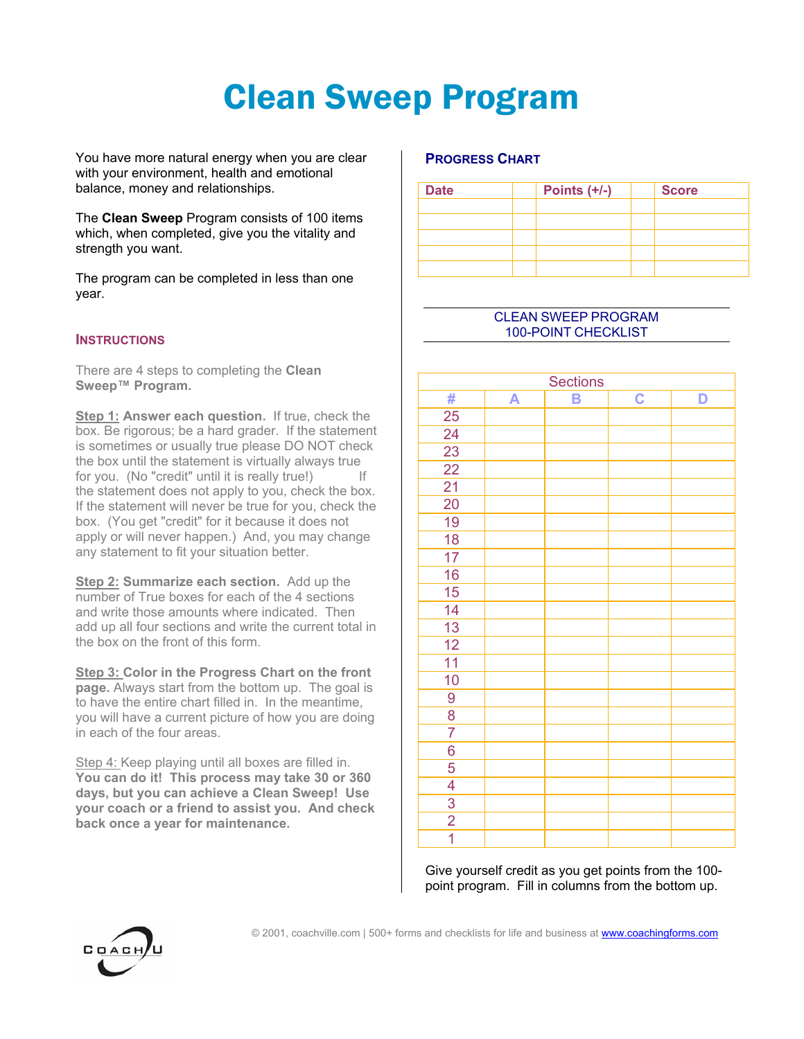# Clean Sweep Program

You have more natural energy when you are clear with your environment, health and emotional balance, money and relationships.

The **Clean Sweep** Program consists of 100 items which, when completed, give you the vitality and strength you want.

The program can be completed in less than one year.

## Instructions

There are 4 steps to completing the **Clean Sweep™ Program.**

**Step 1: Answer each question.** If true, check the box. Be rigorous; be a hard grader. If the statement is sometimes or usually true please DO NOT check the box until the statement is virtually always true for you. (No "credit" until it is really true!) If the statement does not apply to you, check the box. If the statement will never be true for you, check the box. (You get "credit" for it because it does not apply or will never happen.) And, you may change any statement to fit your situation better.

**Step 2: Summarize each section.** Add up the number of True boxes for each of the 4 sections and write those amounts where indicated. Then add up all four sections and write the current total in the box on the front of this form.

**Step 3: Color in the Progress Chart on the front page.** Always start from the bottom up. The goal is to have the entire chart filled in. In the meantime, you will have a current picture of how you are doing in each of the four areas.

Step 4: Keep playing until all boxes are filled in. **You can do it! This process may take 30 or 360 days, but you can achieve a Clean Sweep! Use your coach or a friend to assist you. And check back once a year for maintenance.**

## Progress Chart

| Date | | Points (+/-) | | Score |
|---|---|---|---|---|
| | | | | |
| | | | | |
| | | | | |
| | | | | |
| | | | | |

CLEAN SWEEP PROGRAM
100-POINT CHECKLIST

| Sections | | | | |
|---|---|---|---|---|
| # | A | B | C | D |
| 25 | | | | |
| 24 | | | | |
| 23 | | | | |
| 22 | | | | |
| 21 | | | | |
| 20 | | | | |
| 19 | | | | |
| 18 | | | | |
| 17 | | | | |
| 16 | | | | |
| 15 | | | | |
| 14 | | | | |
| 13 | | | | |
| 12 | | | | |
| 11 | | | | |
| 10 | | | | |
| 9 | | | | |
| 8 | | | | |
| 7 | | | | |
| 6 | | | | |
| 5 | | | | |
| 4 | | | | |
| 3 | | | | |
| 2 | | | | |
| 1 | | | | |

Give yourself credit as you get points from the 100-point program. Fill in columns from the bottom up.

© 2001, coachville.com | 500+ forms and checklists for life and business at www.coachingforms.com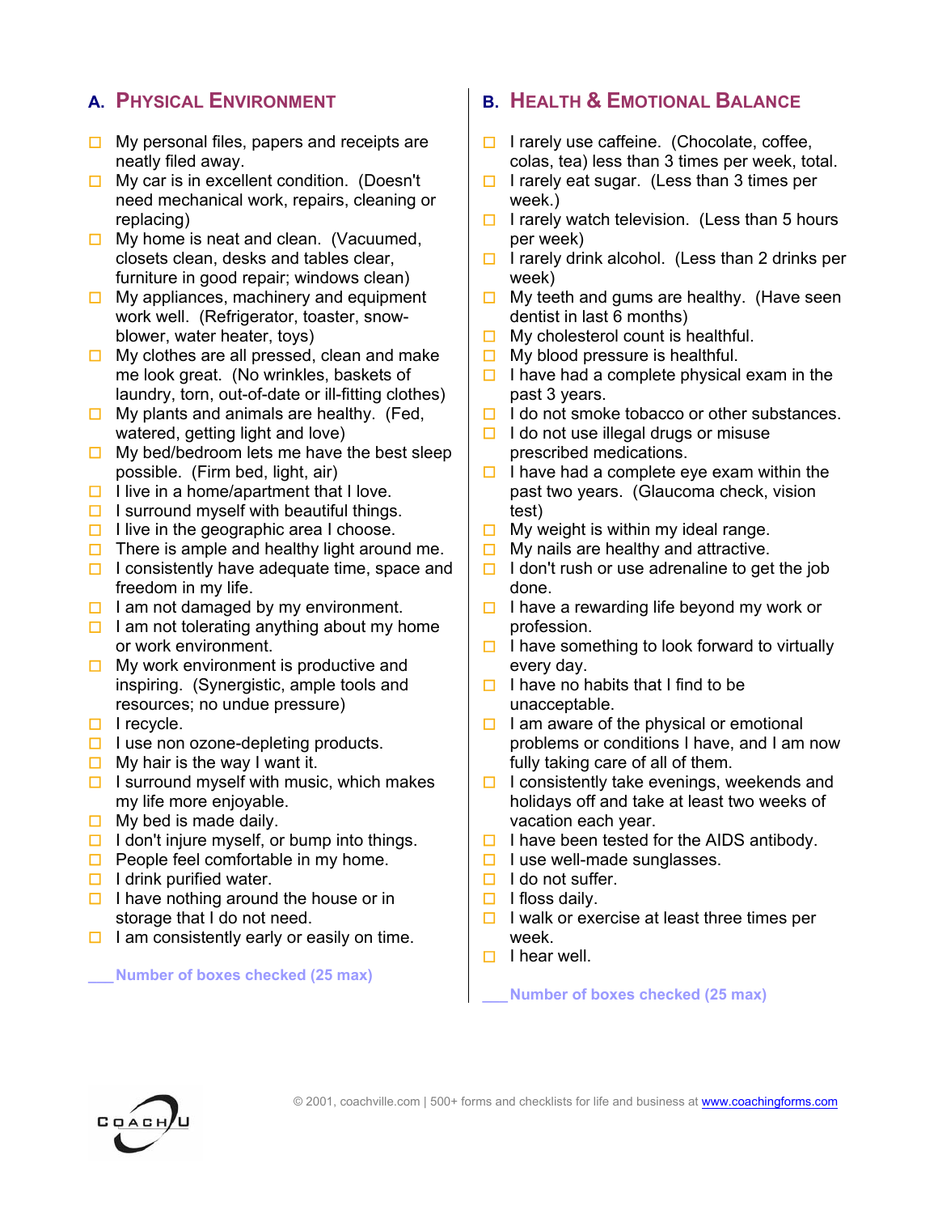## A. Physical Environment

- ☐ My personal files, papers and receipts are neatly filed away.
- ☐ My car is in excellent condition. (Doesn't need mechanical work, repairs, cleaning or replacing)
- ☐ My home is neat and clean. (Vacuumed, closets clean, desks and tables clear, furniture in good repair; windows clean)
- ☐ My appliances, machinery and equipment work well. (Refrigerator, toaster, snow-blower, water heater, toys)
- ☐ My clothes are all pressed, clean and make me look great. (No wrinkles, baskets of laundry, torn, out-of-date or ill-fitting clothes)
- ☐ My plants and animals are healthy. (Fed, watered, getting light and love)
- ☐ My bed/bedroom lets me have the best sleep possible. (Firm bed, light, air)
- ☐ I live in a home/apartment that I love.
- ☐ I surround myself with beautiful things.
- ☐ I live in the geographic area I choose.
- ☐ There is ample and healthy light around me.
- ☐ I consistently have adequate time, space and freedom in my life.
- ☐ I am not damaged by my environment.
- ☐ I am not tolerating anything about my home or work environment.
- ☐ My work environment is productive and inspiring. (Synergistic, ample tools and resources; no undue pressure)
- ☐ I recycle.
- ☐ I use non ozone-depleting products.
- ☐ My hair is the way I want it.
- ☐ I surround myself with music, which makes my life more enjoyable.
- ☐ My bed is made daily.
- ☐ I don't injure myself, or bump into things.
- ☐ People feel comfortable in my home.
- ☐ I drink purified water.
- ☐ I have nothing around the house or in storage that I do not need.
- ☐ I am consistently early or easily on time.

___ **Number of boxes checked (25 max)**

## B. Health & Emotional Balance

- ☐ I rarely use caffeine. (Chocolate, coffee, colas, tea) less than 3 times per week, total.
- ☐ I rarely eat sugar. (Less than 3 times per week.)
- ☐ I rarely watch television. (Less than 5 hours per week)
- ☐ I rarely drink alcohol. (Less than 2 drinks per week)
- ☐ My teeth and gums are healthy. (Have seen dentist in last 6 months)
- ☐ My cholesterol count is healthful.
- ☐ My blood pressure is healthful.
- ☐ I have had a complete physical exam in the past 3 years.
- ☐ I do not smoke tobacco or other substances.
- ☐ I do not use illegal drugs or misuse prescribed medications.
- ☐ I have had a complete eye exam within the past two years. (Glaucoma check, vision test)
- ☐ My weight is within my ideal range.
- ☐ My nails are healthy and attractive.
- ☐ I don't rush or use adrenaline to get the job done.
- ☐ I have a rewarding life beyond my work or profession.
- ☐ I have something to look forward to virtually every day.
- ☐ I have no habits that I find to be unacceptable.
- ☐ I am aware of the physical or emotional problems or conditions I have, and I am now fully taking care of all of them.
- ☐ I consistently take evenings, weekends and holidays off and take at least two weeks of vacation each year.
- ☐ I have been tested for the AIDS antibody.
- ☐ I use well-made sunglasses.
- ☐ I do not suffer.
- ☐ I floss daily.
- ☐ I walk or exercise at least three times per week.
- ☐ I hear well.

___ **Number of boxes checked (25 max)**

© 2001, coachville.com | 500+ forms and checklists for life and business at www.coachingforms.com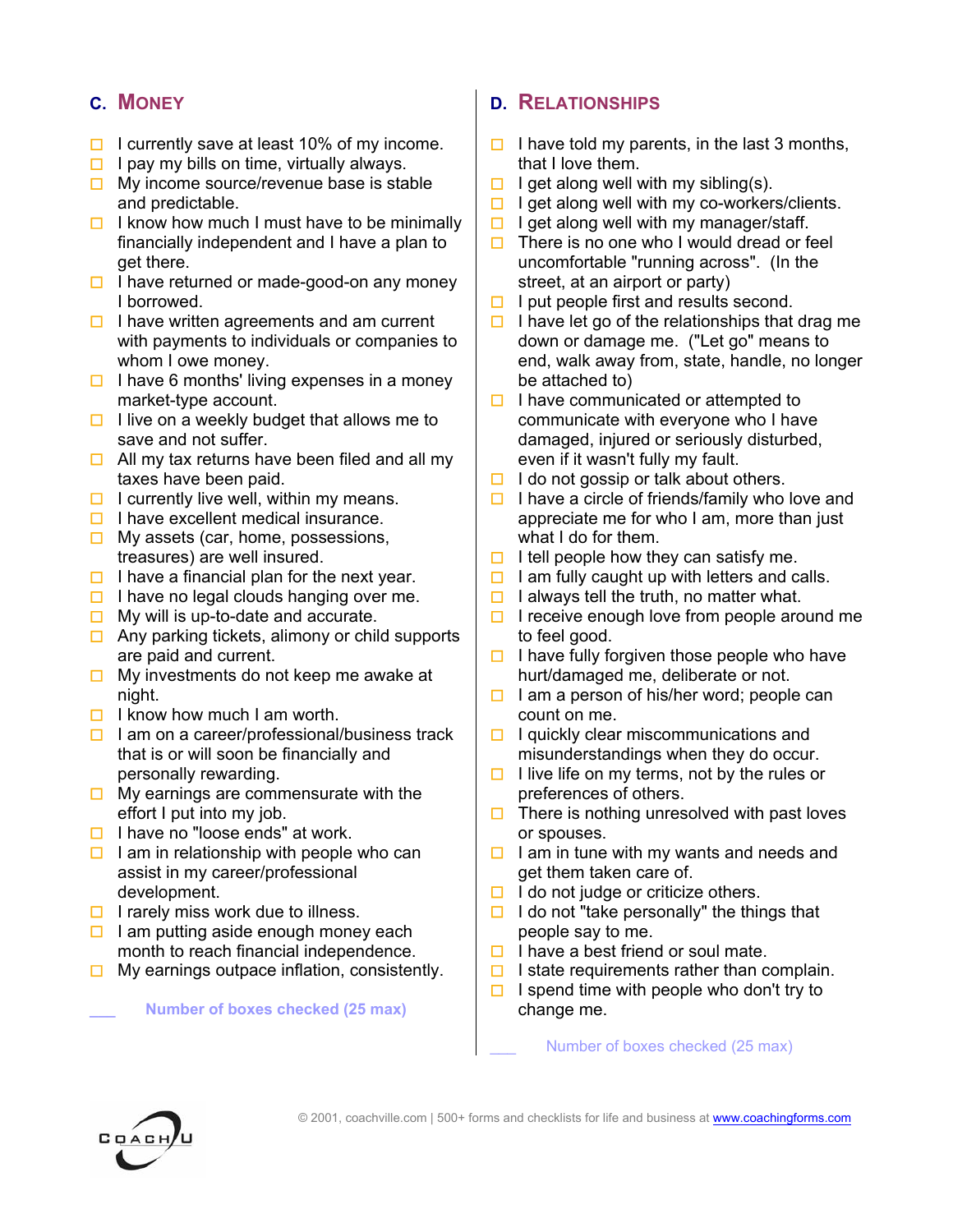## C. Money

- ☐ I currently save at least 10% of my income.
- ☐ I pay my bills on time, virtually always.
- ☐ My income source/revenue base is stable and predictable.
- ☐ I know how much I must have to be minimally financially independent and I have a plan to get there.
- ☐ I have returned or made-good-on any money I borrowed.
- ☐ I have written agreements and am current with payments to individuals or companies to whom I owe money.
- ☐ I have 6 months' living expenses in a money market-type account.
- ☐ I live on a weekly budget that allows me to save and not suffer.
- ☐ All my tax returns have been filed and all my taxes have been paid.
- ☐ I currently live well, within my means.
- ☐ I have excellent medical insurance.
- ☐ My assets (car, home, possessions, treasures) are well insured.
- ☐ I have a financial plan for the next year.
- ☐ I have no legal clouds hanging over me.
- ☐ My will is up-to-date and accurate.
- ☐ Any parking tickets, alimony or child supports are paid and current.
- ☐ My investments do not keep me awake at night.
- ☐ I know how much I am worth.
- ☐ I am on a career/professional/business track that is or will soon be financially and personally rewarding.
- ☐ My earnings are commensurate with the effort I put into my job.
- ☐ I have no "loose ends" at work.
- ☐ I am in relationship with people who can assist in my career/professional development.
- ☐ I rarely miss work due to illness.
- ☐ I am putting aside enough money each month to reach financial independence.
- ☐ My earnings outpace inflation, consistently.

___ Number of boxes checked (25 max)

## D. Relationships

- ☐ I have told my parents, in the last 3 months, that I love them.
- ☐ I get along well with my sibling(s).
- ☐ I get along well with my co-workers/clients.
- ☐ I get along well with my manager/staff.
- ☐ There is no one who I would dread or feel uncomfortable "running across". (In the street, at an airport or party)
- ☐ I put people first and results second.
- ☐ I have let go of the relationships that drag me down or damage me. ("Let go" means to end, walk away from, state, handle, no longer be attached to)
- ☐ I have communicated or attempted to communicate with everyone who I have damaged, injured or seriously disturbed, even if it wasn't fully my fault.
- ☐ I do not gossip or talk about others.
- ☐ I have a circle of friends/family who love and appreciate me for who I am, more than just what I do for them.
- ☐ I tell people how they can satisfy me.
- ☐ I am fully caught up with letters and calls.
- ☐ I always tell the truth, no matter what.
- ☐ I receive enough love from people around me to feel good.
- ☐ I have fully forgiven those people who have hurt/damaged me, deliberate or not.
- ☐ I am a person of his/her word; people can count on me.
- ☐ I quickly clear miscommunications and misunderstandings when they do occur.
- ☐ I live life on my terms, not by the rules or preferences of others.
- ☐ There is nothing unresolved with past loves or spouses.
- ☐ I am in tune with my wants and needs and get them taken care of.
- ☐ I do not judge or criticize others.
- ☐ I do not "take personally" the things that people say to me.
- ☐ I have a best friend or soul mate.
- ☐ I state requirements rather than complain.
- ☐ I spend time with people who don't try to change me.

___ Number of boxes checked (25 max)

© 2001, coachville.com | 500+ forms and checklists for life and business at www.coachingforms.com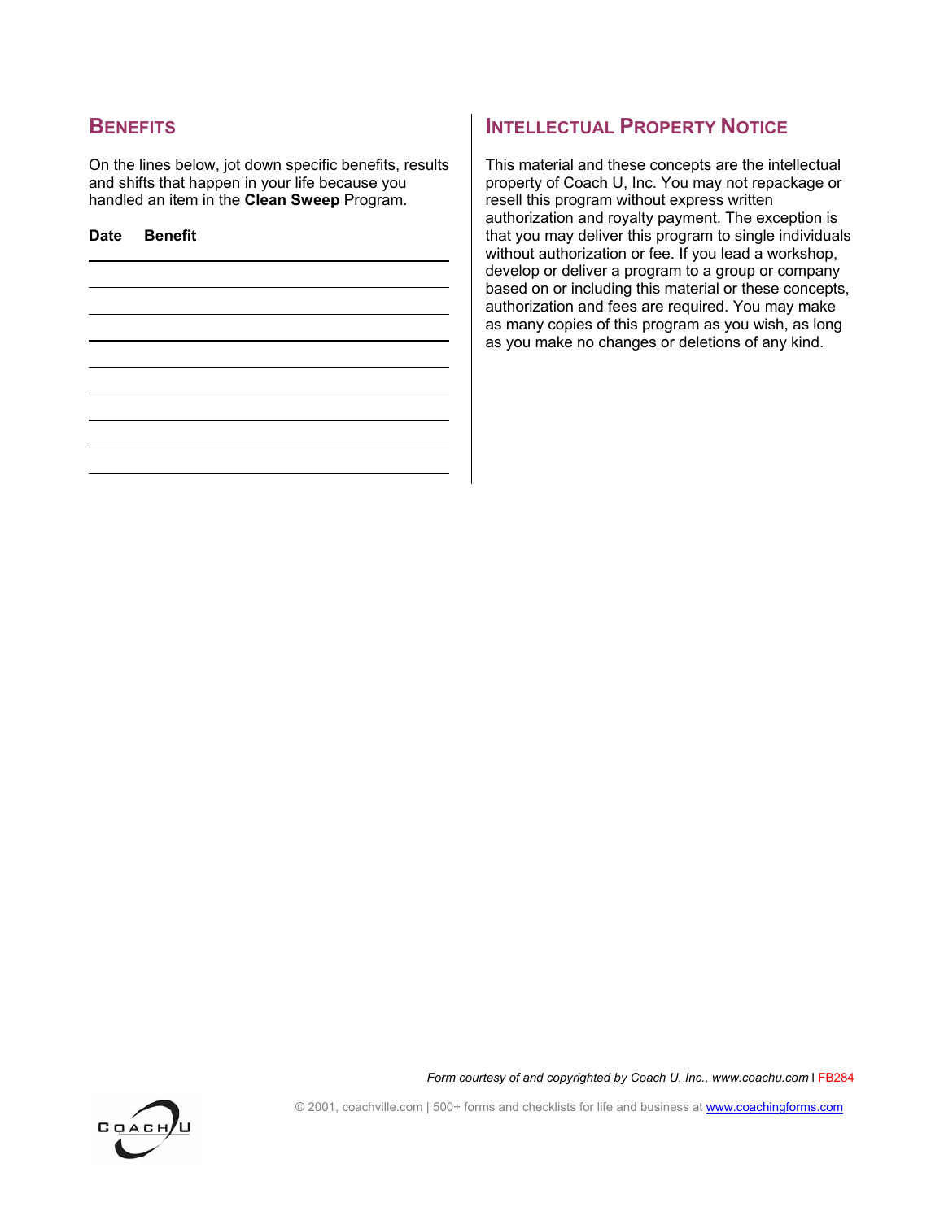## BENEFITS

On the lines below, jot down specific benefits, results and shifts that happen in your life because you handled an item in the **Clean Sweep** Program.

| **Date** | **Benefit** |
|---|---|
| | |
| | |
| | |
| | |
| | |
| | |
| | |
| | |

## INTELLECTUAL PROPERTY NOTICE

This material and these concepts are the intellectual property of Coach U, Inc. You may not repackage or resell this program without express written authorization and royalty payment. The exception is that you may deliver this program to single individuals without authorization or fee. If you lead a workshop, develop or deliver a program to a group or company based on or including this material or these concepts, authorization and fees are required. You may make as many copies of this program as you wish, as long as you make no changes or deletions of any kind.

*Form courtesy of and copyrighted by Coach U, Inc., www.coachu.com* I FB284

© 2001, coachville.com | 500+ forms and checklists for life and business at www.coachingforms.com